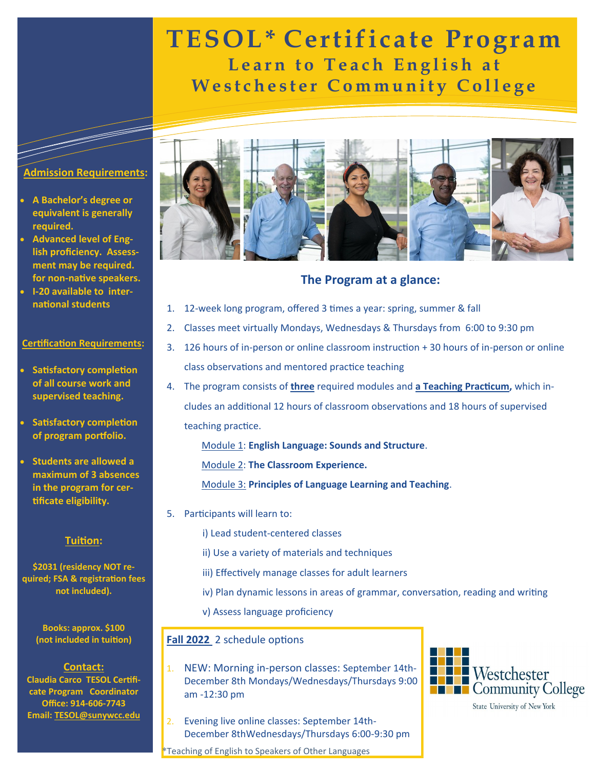# TESOL* Certificate Program

## Learn to Teach English at Westchester Community College

### The Program at a glance:

1. 12-week long program, offered 3 times a year: spring, summer & fall
2. Classes meet virtually Mondays, Wednesdays & Thursdays from 6:00 to 9:30 pm
3. 126 hours of in-person or online classroom instruction + 30 hours of in-person or online class observations and mentored practice teaching
4. The program consists of **three** required modules and **a Teaching Practicum,** which includes an additional 12 hours of classroom observations and 18 hours of supervised teaching practice.

   Module 1: **English Language: Sounds and Structure**.

   Module 2: **The Classroom Experience.**

   Module 3: **Principles of Language Learning and Teaching**.

5. Participants will learn to:

   i) Lead student-centered classes

   ii) Use a variety of materials and techniques

   iii) Effectively manage classes for adult learners

   iv) Plan dynamic lessons in areas of grammar, conversation, reading and writing

   v) Assess language proficiency

**Fall 2022** 2 schedule options

1. NEW: Morning in-person classes: September 14th-December 8th Mondays/Wednesdays/Thursdays 9:00 am -12:30 pm
2. Evening live online classes: September 14th-December 8thWednesdays/Thursdays 6:00-9:30 pm

*Teaching of English to Speakers of Other Languages

Westchester Community College
State University of New York

### Admission Requirements:

- **A Bachelor's degree or equivalent is generally required.**
- **Advanced level of English proficiency. Assessment may be required. for non-native speakers.**
- **I-20 available to international students**

### Certification Requirements:

- **Satisfactory completion of all course work and supervised teaching.**
- **Satisfactory completion of program portfolio.**
- **Students are allowed a maximum of 3 absences in the program for certificate eligibility.**

### Tuition:

**$2031 (residency NOT required; FSA & registration fees not included).**

**Books: approx. $100 (not included in tuition)**

### Contact:

**Claudia Carco TESOL Certificate Program Coordinator**
**Office: 914-606-7743**
**Email: TESOL@sunywcc.edu**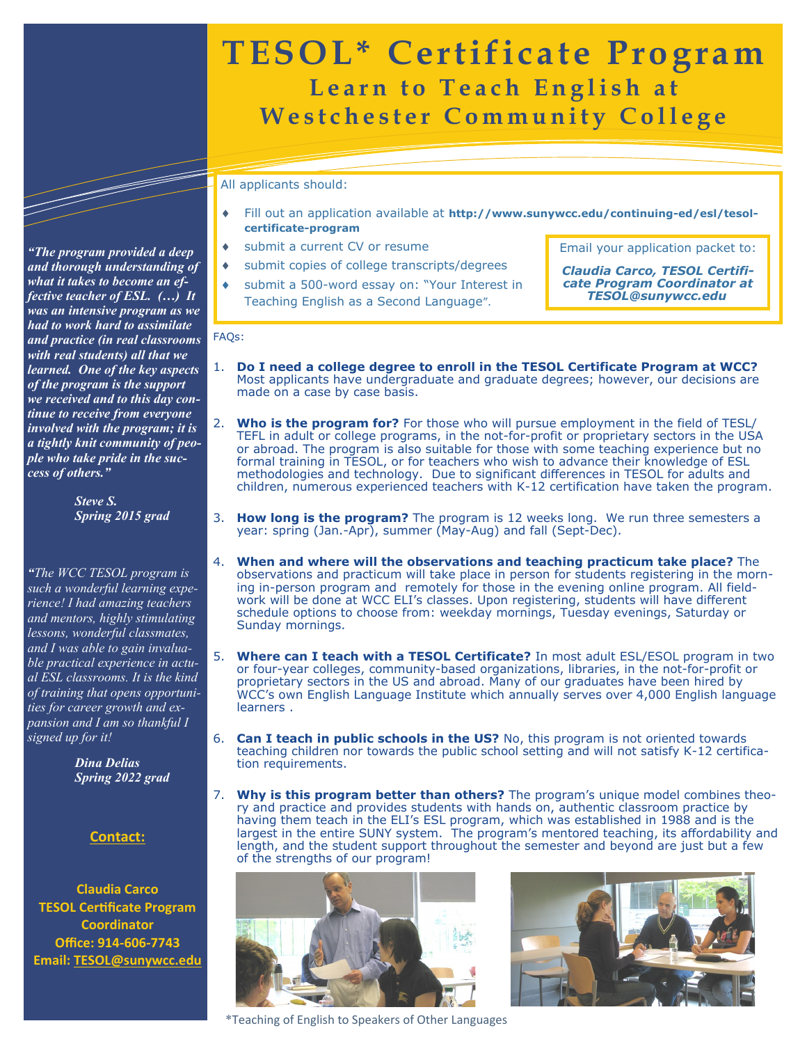# TESOL* Certificate Program

## Learn to Teach English at Westchester Community College

*"The program provided a deep and thorough understanding of what it takes to become an effective teacher of ESL. (…) It was an intensive program as we had to work hard to assimilate and practice (in real classrooms with real students) all that we learned. One of the key aspects of the program is the support we received and to this day continue to receive from everyone involved with the program; it is a tightly knit community of people who take pride in the success of others."*

***Steve S.***
***Spring 2015 grad***

*"The WCC TESOL program is such a wonderful learning experience! I had amazing teachers and mentors, highly stimulating lessons, wonderful classmates, and I was able to gain invaluable practical experience in actual ESL classrooms. It is the kind of training that opens opportunities for career growth and expansion and I am so thankful I signed up for it!*

***Dina Delias***
***Spring 2022 grad***

**Contact:**

**Claudia Carco**
**TESOL Certificate Program Coordinator**
**Office: 914-606-7743**
**Email: TESOL@sunywcc.edu**

All applicants should:

- Fill out an application available at **http://www.sunywcc.edu/continuing-ed/esl/tesol-certificate-program**
- submit a current CV or resume
- submit copies of college transcripts/degrees
- submit a 500-word essay on: "Your Interest in Teaching English as a Second Language".

Email your application packet to:

***Claudia Carco, TESOL Certificate Program Coordinator at TESOL@sunywcc.edu***

FAQs:

1. **Do I need a college degree to enroll in the TESOL Certificate Program at WCC?** Most applicants have undergraduate and graduate degrees; however, our decisions are made on a case by case basis.

2. **Who is the program for?** For those who will pursue employment in the field of TESL/TEFL in adult or college programs, in the not-for-profit or proprietary sectors in the USA or abroad. The program is also suitable for those with some teaching experience but no formal training in TESOL, or for teachers who wish to advance their knowledge of ESL methodologies and technology. Due to significant differences in TESOL for adults and children, numerous experienced teachers with K-12 certification have taken the program.

3. **How long is the program?** The program is 12 weeks long. We run three semesters a year: spring (Jan.-Apr), summer (May-Aug) and fall (Sept-Dec).

4. **When and where will the observations and teaching practicum take place?** The observations and practicum will take place in person for students registering in the morning in-person program and remotely for those in the evening online program. All fieldwork will be done at WCC ELI's classes. Upon registering, students will have different schedule options to choose from: weekday mornings, Tuesday evenings, Saturday or Sunday mornings.

5. **Where can I teach with a TESOL Certificate?** In most adult ESL/ESOL program in two or four-year colleges, community-based organizations, libraries, in the not-for-profit or proprietary sectors in the US and abroad. Many of our graduates have been hired by WCC's own English Language Institute which annually serves over 4,000 English language learners .

6. **Can I teach in public schools in the US?** No, this program is not oriented towards teaching children nor towards the public school setting and will not satisfy K-12 certification requirements.

7. **Why is this program better than others?** The program's unique model combines theory and practice and provides students with hands on, authentic classroom practice by having them teach in the ELI's ESL program, which was established in 1988 and is the largest in the entire SUNY system. The program's mentored teaching, its affordability and length, and the student support throughout the semester and beyond are just but a few of the strengths of our program!

*Teaching of English to Speakers of Other Languages